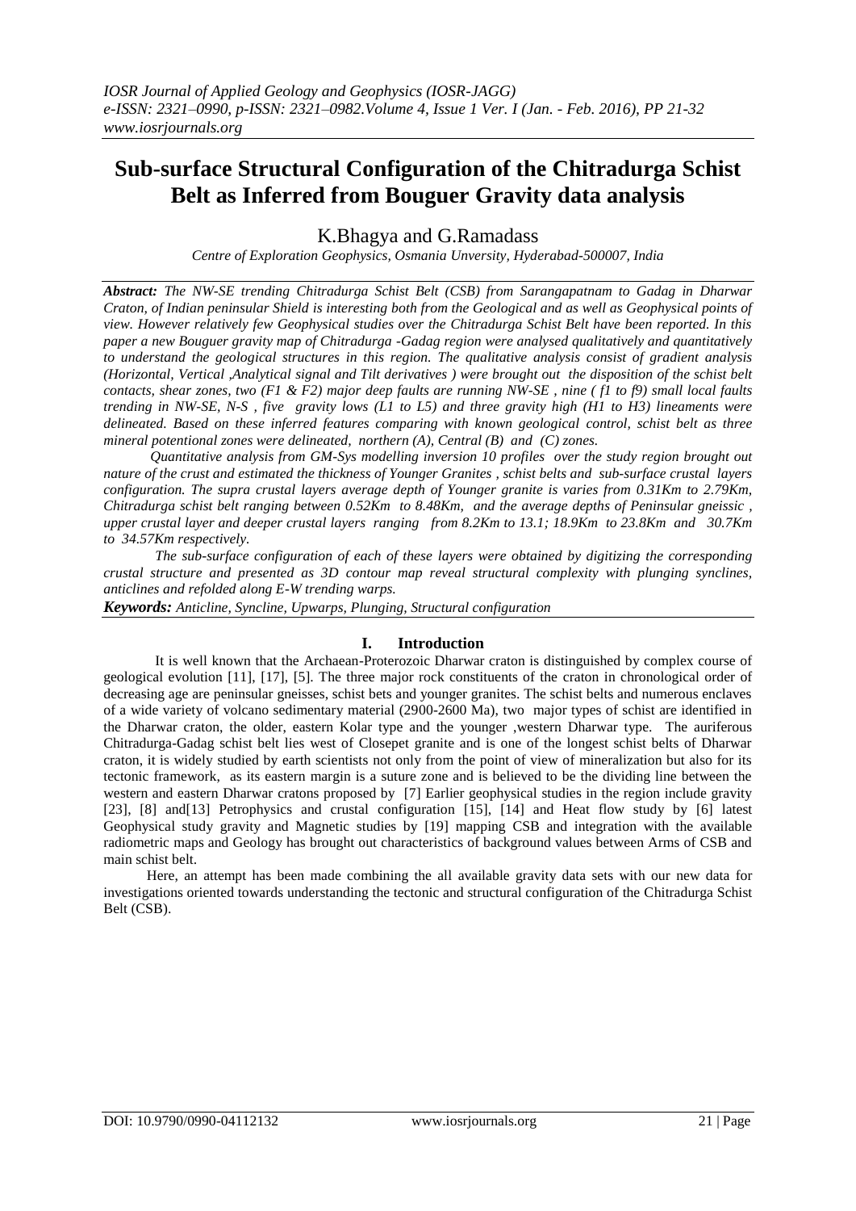# Sub-surface Structural Configuration of the Chitradurga Schist Belt as Inferred from Bouguer Gravity data analysis

K.Bhagya and G.Ramadass

*Centre of Exploration Geophysics, Osmania Unversity, Hyderabad-500007, India*

***Abstract:*** *The NW-SE trending Chitradurga Schist Belt (CSB) from Sarangapatnam to Gadag in Dharwar Craton, of Indian peninsular Shield is interesting both from the Geological and as well as Geophysical points of view. However relatively few Geophysical studies over the Chitradurga Schist Belt have been reported. In this paper a new Bouguer gravity map of Chitradurga -Gadag region were analysed qualitatively and quantitatively to understand the geological structures in this region. The qualitative analysis consist of gradient analysis (Horizontal, Vertical ,Analytical signal and Tilt derivatives ) were brought out the disposition of the schist belt contacts, shear zones, two (F1 & F2) major deep faults are running NW-SE , nine ( f1 to f9) small local faults trending in NW-SE, N-S , five gravity lows (L1 to L5) and three gravity high (H1 to H3) lineaments were delineated. Based on these inferred features comparing with known geological control, schist belt as three mineral potentional zones were delineated, northern (A), Central (B) and (C) zones.*

*Quantitative analysis from GM-Sys modelling inversion 10 profiles over the study region brought out nature of the crust and estimated the thickness of Younger Granites , schist belts and sub-surface crustal layers configuration. The supra crustal layers average depth of Younger granite is varies from 0.31Km to 2.79Km, Chitradurga schist belt ranging between 0.52Km to 8.48Km, and the average depths of Peninsular gneissic , upper crustal layer and deeper crustal layers ranging from 8.2Km to 13.1; 18.9Km to 23.8Km and 30.7Km to 34.57Km respectively.*

*The sub-surface configuration of each of these layers were obtained by digitizing the corresponding crustal structure and presented as 3D contour map reveal structural complexity with plunging synclines, anticlines and refolded along E-W trending warps.*

***Keywords:*** *Anticline, Syncline, Upwarps, Plunging, Structural configuration*

## I. Introduction

It is well known that the Archaean-Proterozoic Dharwar craton is distinguished by complex course of geological evolution [11], [17], [5]. The three major rock constituents of the craton in chronological order of decreasing age are peninsular gneisses, schist bets and younger granites. The schist belts and numerous enclaves of a wide variety of volcano sedimentary material (2900-2600 Ma), two major types of schist are identified in the Dharwar craton, the older, eastern Kolar type and the younger ,western Dharwar type. The auriferous Chitradurga-Gadag schist belt lies west of Closepet granite and is one of the longest schist belts of Dharwar craton, it is widely studied by earth scientists not only from the point of view of mineralization but also for its tectonic framework, as its eastern margin is a suture zone and is believed to be the dividing line between the western and eastern Dharwar cratons proposed by [7] Earlier geophysical studies in the region include gravity [23], [8] and[13] Petrophysics and crustal configuration [15], [14] and Heat flow study by [6] latest Geophysical study gravity and Magnetic studies by [19] mapping CSB and integration with the available radiometric maps and Geology has brought out characteristics of background values between Arms of CSB and main schist belt.

Here, an attempt has been made combining the all available gravity data sets with our new data for investigations oriented towards understanding the tectonic and structural configuration of the Chitradurga Schist Belt (CSB).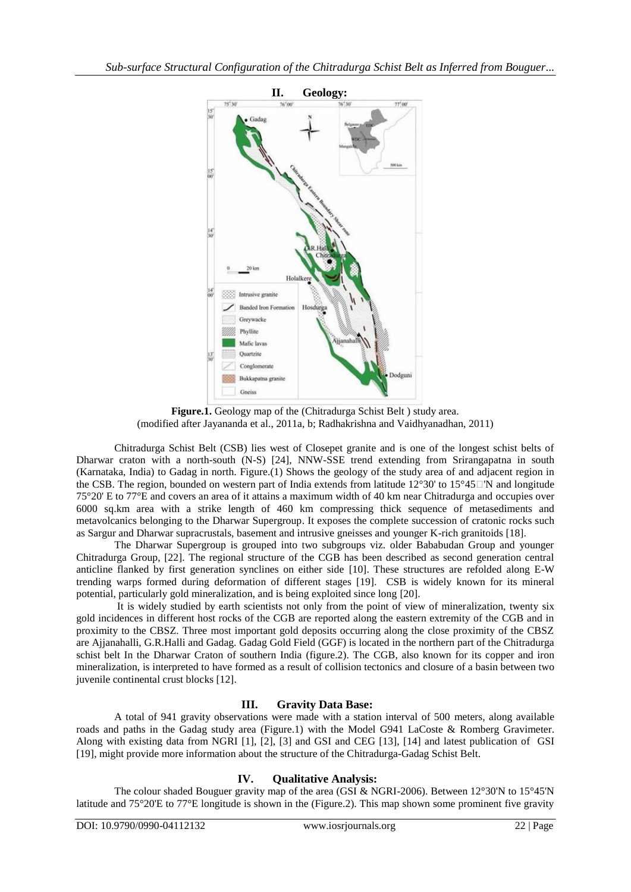## II. Geology:

**Figure.1.** Geology map of the (Chitradurga Schist Belt ) study area.
(modified after Jayananda et al., 2011a, b; Radhakrishna and Vaidhyanadhan, 2011)

Chitradurga Schist Belt (CSB) lies west of Closepet granite and is one of the longest schist belts of Dharwar craton with a north-south (N-S) [24], NNW-SSE trend extending from Srirangapatna in south (Karnataka, India) to Gadag in north. Figure.(1) Shows the geology of the study area of and adjacent region in the CSB. The region, bounded on western part of India extends from latitude 12°30' to 15°45'N and longitude 75°20' E to 77°E and covers an area of it attains a maximum width of 40 km near Chitradurga and occupies over 6000 sq.km area with a strike length of 460 km compressing thick sequence of metasediments and metavolcanics belonging to the Dharwar Supergroup. It exposes the complete succession of cratonic rocks such as Sargur and Dharwar supracrustals, basement and intrusive gneisses and younger K-rich granitoids [18].

The Dharwar Supergroup is grouped into two subgroups viz. older Bababudan Group and younger Chitradurga Group, [22]. The regional structure of the CGB has been described as second generation central anticline flanked by first generation synclines on either side [10]. These structures are refolded along E-W trending warps formed during deformation of different stages [19]. CSB is widely known for its mineral potential, particularly gold mineralization, and is being exploited since long [20].

It is widely studied by earth scientists not only from the point of view of mineralization, twenty six gold incidences in different host rocks of the CGB are reported along the eastern extremity of the CGB and in proximity to the CBSZ. Three most important gold deposits occurring along the close proximity of the CBSZ are Ajjanahalli, G.R.Halli and Gadag. Gadag Gold Field (GGF) is located in the northern part of the Chitradurga schist belt In the Dharwar Craton of southern India (figure.2). The CGB, also known for its copper and iron mineralization, is interpreted to have formed as a result of collision tectonics and closure of a basin between two juvenile continental crust blocks [12].

## III. Gravity Data Base:

A total of 941 gravity observations were made with a station interval of 500 meters, along available roads and paths in the Gadag study area (Figure.1) with the Model G941 LaCoste & Romberg Gravimeter. Along with existing data from NGRI [1], [2], [3] and GSI and CEG [13], [14] and latest publication of GSI [19], might provide more information about the structure of the Chitradurga-Gadag Schist Belt.

## IV. Qualitative Analysis:

The colour shaded Bouguer gravity map of the area (GSI & NGRI-2006). Between 12°30'N to 15°45'N latitude and 75°20'E to 77°E longitude is shown in the (Figure.2). This map shown some prominent five gravity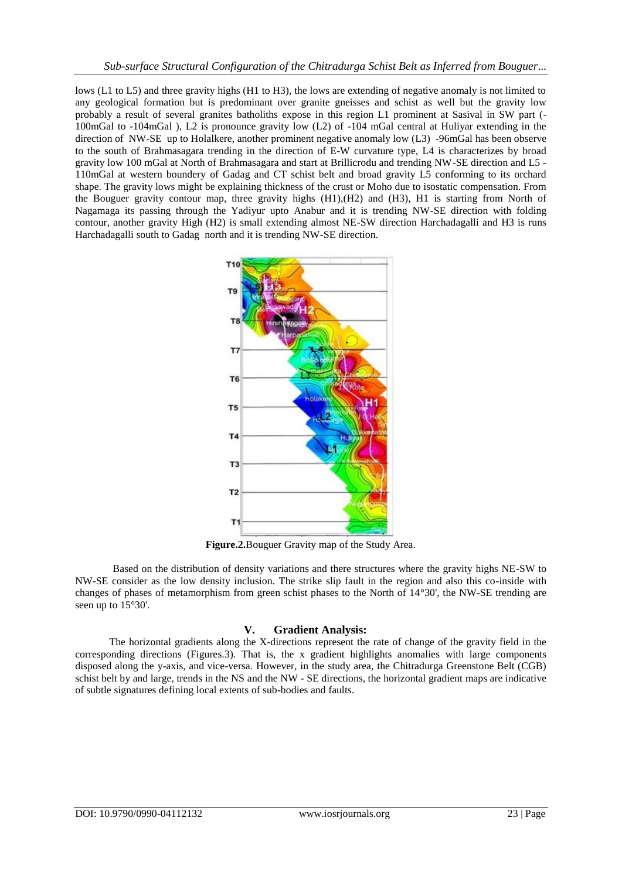lows (L1 to L5) and three gravity highs (H1 to H3), the lows are extending of negative anomaly is not limited to any geological formation but is predominant over granite gneisses and schist as well but the gravity low probably a result of several granites batholiths expose in this region L1 prominent at Sasival in SW part (-100mGal to -104mGal ), L2 is pronounce gravity low (L2) of -104 mGal central at Huliyar extending in the direction of NW-SE up to Holalkere, another prominent negative anomaly low (L3) -96mGal has been observe to the south of Brahmasagara trending in the direction of E-W curvature type, L4 is characterizes by broad gravity low 100 mGal at North of Brahmasagara and start at Brillicrodu and trending NW-SE direction and L5 -110mGal at western boundery of Gadag and CT schist belt and broad gravity L5 conforming to its orchard shape. The gravity lows might be explaining thickness of the crust or Moho due to isostatic compensation. From the Bouguer gravity contour map, three gravity highs (H1),(H2) and (H3), H1 is starting from North of Nagamaga its passing through the Yadiyur upto Anabur and it is trending NW-SE direction with folding contour, another gravity High (H2) is small extending almost NE-SW direction Harchadagalli and H3 is runs Harchadagalli south to Gadag north and it is trending NW-SE direction.

**Figure.2.**Bouguer Gravity map of the Study Area.

Based on the distribution of density variations and there structures where the gravity highs NE-SW to NW-SE consider as the low density inclusion. The strike slip fault in the region and also this co-inside with changes of phases of metamorphism from green schist phases to the North of 14°30', the NW-SE trending are seen up to 15°30'.

## V. Gradient Analysis:

The horizontal gradients along the X-directions represent the rate of change of the gravity field in the corresponding directions (Figures.3). That is, the x gradient highlights anomalies with large components disposed along the y-axis, and vice-versa. However, in the study area, the Chitradurga Greenstone Belt (CGB) schist belt by and large, trends in the NS and the NW - SE directions, the horizontal gradient maps are indicative of subtle signatures defining local extents of sub-bodies and faults.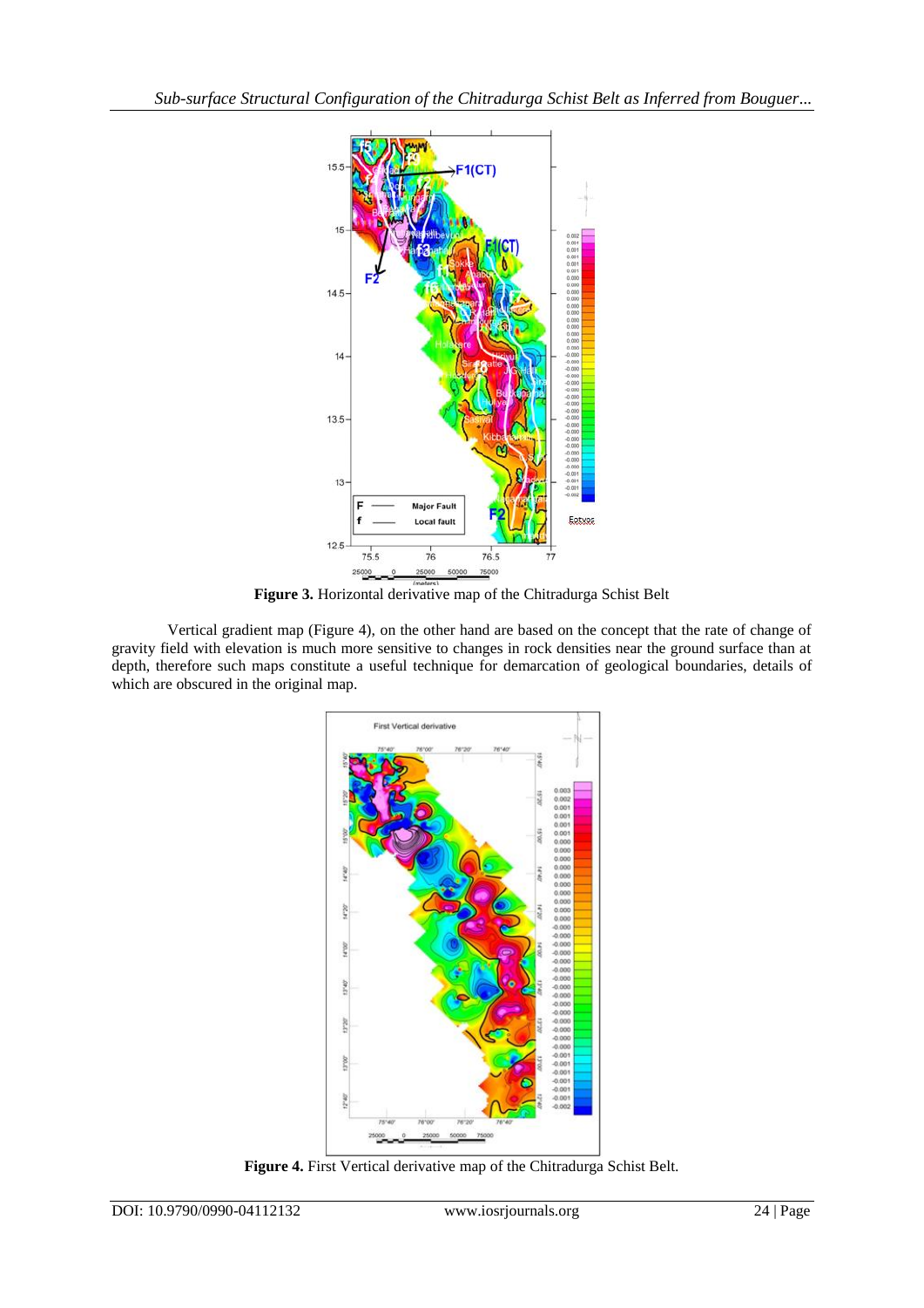**Figure 3.** Horizontal derivative map of the Chitradurga Schist Belt

Vertical gradient map (Figure 4), on the other hand are based on the concept that the rate of change of gravity field with elevation is much more sensitive to changes in rock densities near the ground surface than at depth, therefore such maps constitute a useful technique for demarcation of geological boundaries, details of which are obscured in the original map.

**Figure 4.** First Vertical derivative map of the Chitradurga Schist Belt.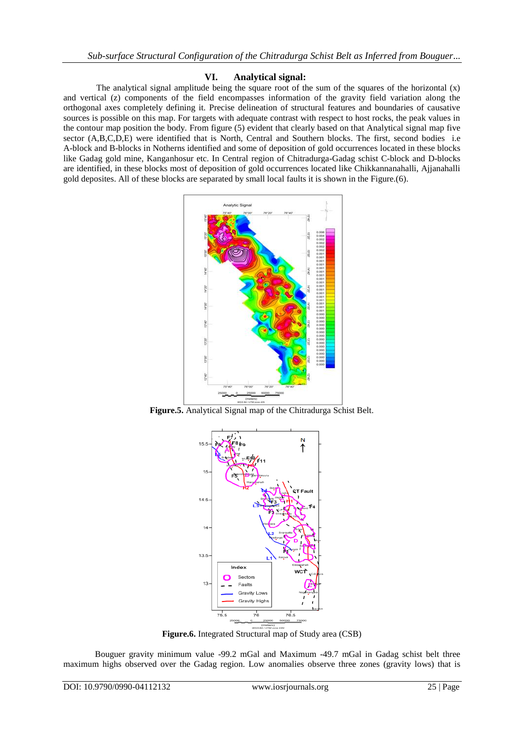## VI. Analytical signal:

The analytical signal amplitude being the square root of the sum of the squares of the horizontal (x) and vertical (z) components of the field encompasses information of the gravity field variation along the orthogonal axes completely defining it. Precise delineation of structural features and boundaries of causative sources is possible on this map. For targets with adequate contrast with respect to host rocks, the peak values in the contour map position the body. From figure (5) evident that clearly based on that Analytical signal map five sector (A,B,C,D,E) were identified that is North, Central and Southern blocks. The first, second bodies i.e A-block and B-blocks in Notherns identified and some of deposition of gold occurrences located in these blocks like Gadag gold mine, Kanganhosur etc. In Central region of Chitradurga-Gadag schist C-block and D-blocks are identified, in these blocks most of deposition of gold occurrences located like Chikkannanahalli, Ajjanahalli gold deposites. All of these blocks are separated by small local faults it is shown in the Figure.(6).

**Figure.5.** Analytical Signal map of the Chitradurga Schist Belt.

**Figure.6.** Integrated Structural map of Study area (CSB)

Bouguer gravity minimum value -99.2 mGal and Maximum -49.7 mGal in Gadag schist belt three maximum highs observed over the Gadag region. Low anomalies observe three zones (gravity lows) that is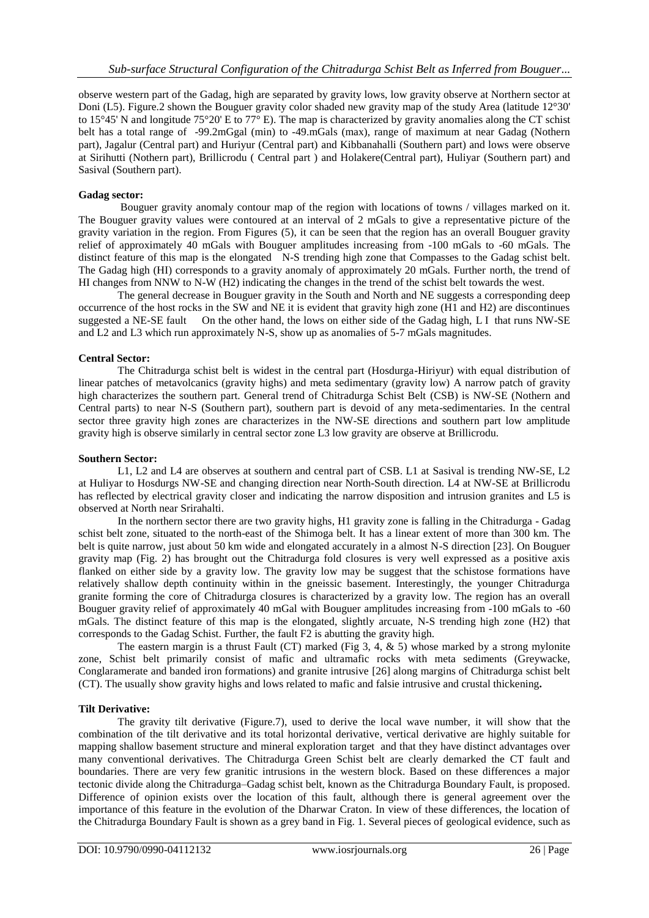observe western part of the Gadag, high are separated by gravity lows, low gravity observe at Northern sector at Doni (L5). Figure.2 shown the Bouguer gravity color shaded new gravity map of the study Area (latitude 12°30' to 15°45' N and longitude 75°20' E to 77° E). The map is characterized by gravity anomalies along the CT schist belt has a total range of -99.2mGgal (min) to -49.mGals (max), range of maximum at near Gadag (Nothern part), Jagalur (Central part) and Huriyur (Central part) and Kibbanahalli (Southern part) and lows were observe at Sirihutti (Nothern part), Brillicrodu ( Central part ) and Holakere(Central part), Huliyar (Southern part) and Sasival (Southern part).

**Gadag sector:**

Bouguer gravity anomaly contour map of the region with locations of towns / villages marked on it. The Bouguer gravity values were contoured at an interval of 2 mGals to give a representative picture of the gravity variation in the region. From Figures (5), it can be seen that the region has an overall Bouguer gravity relief of approximately 40 mGals with Bouguer amplitudes increasing from -100 mGals to -60 mGals. The distinct feature of this map is the elongated N-S trending high zone that Compasses to the Gadag schist belt. The Gadag high (HI) corresponds to a gravity anomaly of approximately 20 mGals. Further north, the trend of HI changes from NNW to N-W (H2) indicating the changes in the trend of the schist belt towards the west.

The general decrease in Bouguer gravity in the South and North and NE suggests a corresponding deep occurrence of the host rocks in the SW and NE it is evident that gravity high zone (H1 and H2) are discontinues suggested a NE-SE fault On the other hand, the lows on either side of the Gadag high, L I that runs NW-SE and L2 and L3 which run approximately N-S, show up as anomalies of 5-7 mGals magnitudes.

**Central Sector:**

The Chitradurga schist belt is widest in the central part (Hosdurga-Hiriyur) with equal distribution of linear patches of metavolcanics (gravity highs) and meta sedimentary (gravity low) A narrow patch of gravity high characterizes the southern part. General trend of Chitradurga Schist Belt (CSB) is NW-SE (Nothern and Central parts) to near N-S (Southern part), southern part is devoid of any meta-sedimentaries. In the central sector three gravity high zones are characterizes in the NW-SE directions and southern part low amplitude gravity high is observe similarly in central sector zone L3 low gravity are observe at Brillicrodu.

**Southern Sector:**

L1, L2 and L4 are observes at southern and central part of CSB. L1 at Sasival is trending NW-SE, L2 at Huliyar to Hosdurgs NW-SE and changing direction near North-South direction. L4 at NW-SE at Brillicrodu has reflected by electrical gravity closer and indicating the narrow disposition and intrusion granites and L5 is observed at North near Srirahalti.

In the northern sector there are two gravity highs, H1 gravity zone is falling in the Chitradurga - Gadag schist belt zone, situated to the north-east of the Shimoga belt. It has a linear extent of more than 300 km. The belt is quite narrow, just about 50 km wide and elongated accurately in a almost N-S direction [23]. On Bouguer gravity map (Fig. 2) has brought out the Chitradurga fold closures is very well expressed as a positive axis flanked on either side by a gravity low. The gravity low may be suggest that the schistose formations have relatively shallow depth continuity within in the gneissic basement. Interestingly, the younger Chitradurga granite forming the core of Chitradurga closures is characterized by a gravity low. The region has an overall Bouguer gravity relief of approximately 40 mGal with Bouguer amplitudes increasing from -100 mGals to -60 mGals. The distinct feature of this map is the elongated, slightly arcuate, N-S trending high zone (H2) that corresponds to the Gadag Schist. Further, the fault F2 is abutting the gravity high.

The eastern margin is a thrust Fault (CT) marked (Fig 3, 4, & 5) whose marked by a strong mylonite zone, Schist belt primarily consist of mafic and ultramafic rocks with meta sediments (Greywacke, Conglaramerate and banded iron formations) and granite intrusive [26] along margins of Chitradurga schist belt (CT). The usually show gravity highs and lows related to mafic and falsie intrusive and crustal thickening**.**

**Tilt Derivative:**

The gravity tilt derivative (Figure.7), used to derive the local wave number, it will show that the combination of the tilt derivative and its total horizontal derivative, vertical derivative are highly suitable for mapping shallow basement structure and mineral exploration target and that they have distinct advantages over many conventional derivatives. The Chitradurga Green Schist belt are clearly demarked the CT fault and boundaries. There are very few granitic intrusions in the western block. Based on these differences a major tectonic divide along the Chitradurga–Gadag schist belt, known as the Chitradurga Boundary Fault, is proposed. Difference of opinion exists over the location of this fault, although there is general agreement over the importance of this feature in the evolution of the Dharwar Craton. In view of these differences, the location of the Chitradurga Boundary Fault is shown as a grey band in Fig. 1. Several pieces of geological evidence, such as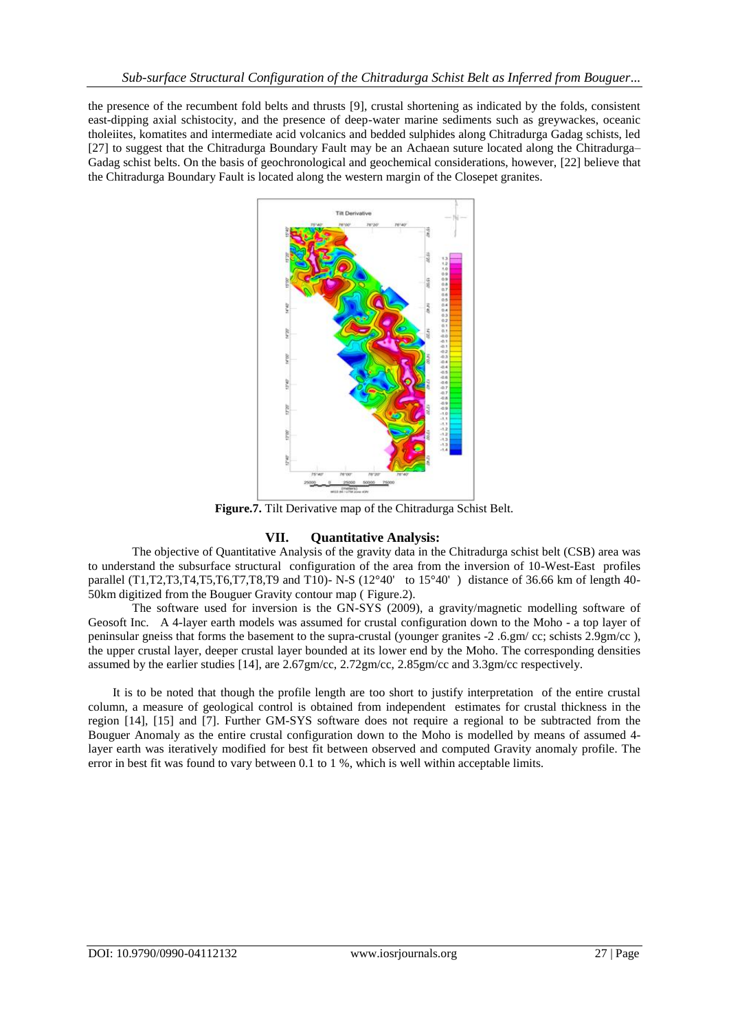the presence of the recumbent fold belts and thrusts [9], crustal shortening as indicated by the folds, consistent east-dipping axial schistocity, and the presence of deep-water marine sediments such as greywackes, oceanic tholeiites, komatites and intermediate acid volcanics and bedded sulphides along Chitradurga Gadag schists, led [27] to suggest that the Chitradurga Boundary Fault may be an Achaean suture located along the Chitradurga–Gadag schist belts. On the basis of geochronological and geochemical considerations, however, [22] believe that the Chitradurga Boundary Fault is located along the western margin of the Closepet granites.

**Figure.7.** Tilt Derivative map of the Chitradurga Schist Belt.

## VII. Quantitative Analysis:

The objective of Quantitative Analysis of the gravity data in the Chitradurga schist belt (CSB) area was to understand the subsurface structural configuration of the area from the inversion of 10-West-East profiles parallel (T1,T2,T3,T4,T5,T6,T7,T8,T9 and T10)- N-S (12°40' to 15°40' ) distance of 36.66 km of length 40-50km digitized from the Bouguer Gravity contour map ( Figure.2).

The software used for inversion is the GN-SYS (2009), a gravity/magnetic modelling software of Geosoft Inc. A 4-layer earth models was assumed for crustal configuration down to the Moho - a top layer of peninsular gneiss that forms the basement to the supra-crustal (younger granites -2 .6.gm/ cc; schists 2.9gm/cc ), the upper crustal layer, deeper crustal layer bounded at its lower end by the Moho. The corresponding densities assumed by the earlier studies [14], are 2.67gm/cc, 2.72gm/cc, 2.85gm/cc and 3.3gm/cc respectively.

It is to be noted that though the profile length are too short to justify interpretation of the entire crustal column, a measure of geological control is obtained from independent estimates for crustal thickness in the region [14], [15] and [7]. Further GM-SYS software does not require a regional to be subtracted from the Bouguer Anomaly as the entire crustal configuration down to the Moho is modelled by means of assumed 4-layer earth was iteratively modified for best fit between observed and computed Gravity anomaly profile. The error in best fit was found to vary between 0.1 to 1 %, which is well within acceptable limits.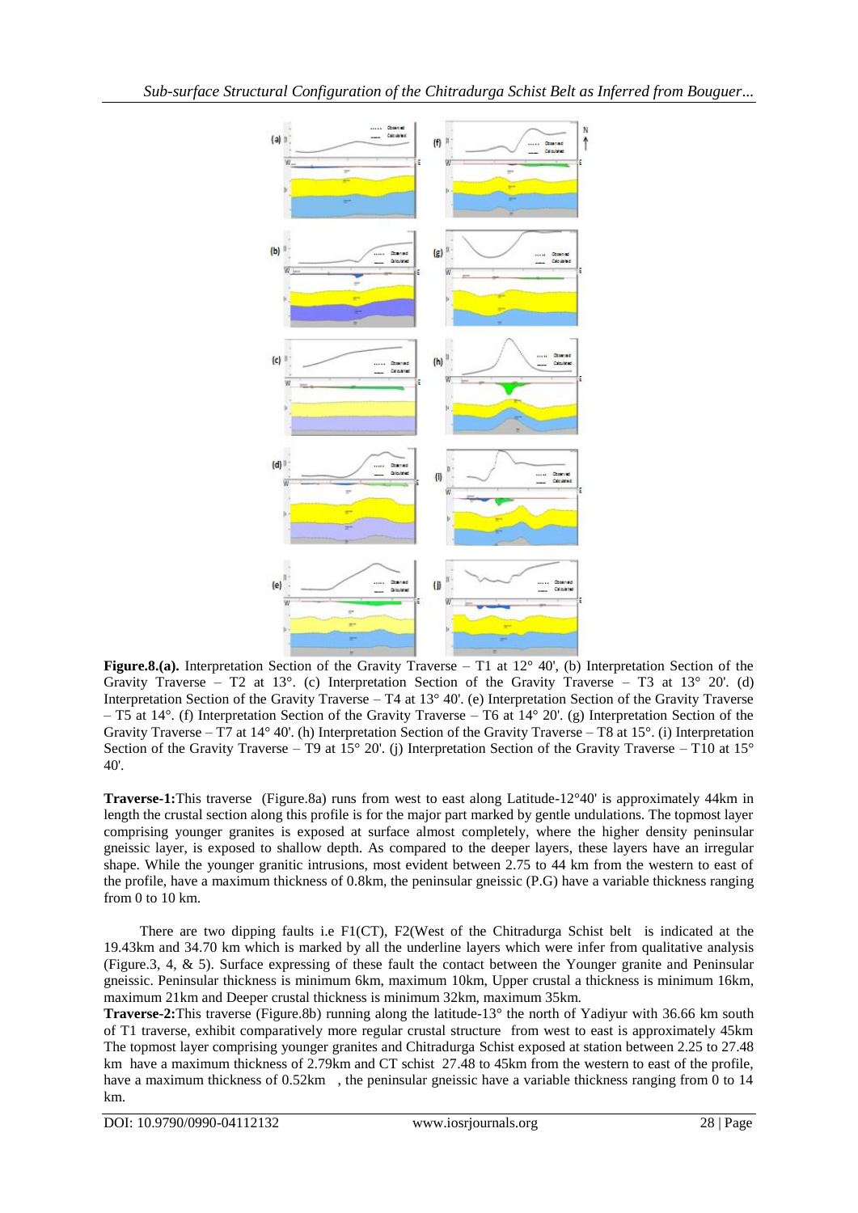**Figure.8.(a).** Interpretation Section of the Gravity Traverse – T1 at 12° 40', (b) Interpretation Section of the Gravity Traverse – T2 at 13°. (c) Interpretation Section of the Gravity Traverse – T3 at 13° 20'. (d) Interpretation Section of the Gravity Traverse – T4 at 13° 40'. (e) Interpretation Section of the Gravity Traverse – T5 at 14°. (f) Interpretation Section of the Gravity Traverse – T6 at 14° 20'. (g) Interpretation Section of the Gravity Traverse – T7 at 14° 40'. (h) Interpretation Section of the Gravity Traverse – T8 at 15°. (i) Interpretation Section of the Gravity Traverse – T9 at 15° 20'. (j) Interpretation Section of the Gravity Traverse – T10 at 15° 40'.

**Traverse-1:**This traverse (Figure.8a) runs from west to east along Latitude-12°40' is approximately 44km in length the crustal section along this profile is for the major part marked by gentle undulations. The topmost layer comprising younger granites is exposed at surface almost completely, where the higher density peninsular gneissic layer, is exposed to shallow depth. As compared to the deeper layers, these layers have an irregular shape. While the younger granitic intrusions, most evident between 2.75 to 44 km from the western to east of the profile, have a maximum thickness of 0.8km, the peninsular gneissic (P.G) have a variable thickness ranging from 0 to 10 km.

There are two dipping faults i.e F1(CT), F2(West of the Chitradurga Schist belt is indicated at the 19.43km and 34.70 km which is marked by all the underline layers which were infer from qualitative analysis (Figure.3, 4, & 5). Surface expressing of these fault the contact between the Younger granite and Peninsular gneissic. Peninsular thickness is minimum 6km, maximum 10km, Upper crustal a thickness is minimum 16km, maximum 21km and Deeper crustal thickness is minimum 32km, maximum 35km.

**Traverse-2:**This traverse (Figure.8b) running along the latitude-13° the north of Yadiyur with 36.66 km south of T1 traverse, exhibit comparatively more regular crustal structure from west to east is approximately 45km The topmost layer comprising younger granites and Chitradurga Schist exposed at station between 2.25 to 27.48 km have a maximum thickness of 2.79km and CT schist 27.48 to 45km from the western to east of the profile, have a maximum thickness of 0.52km , the peninsular gneissic have a variable thickness ranging from 0 to 14 km.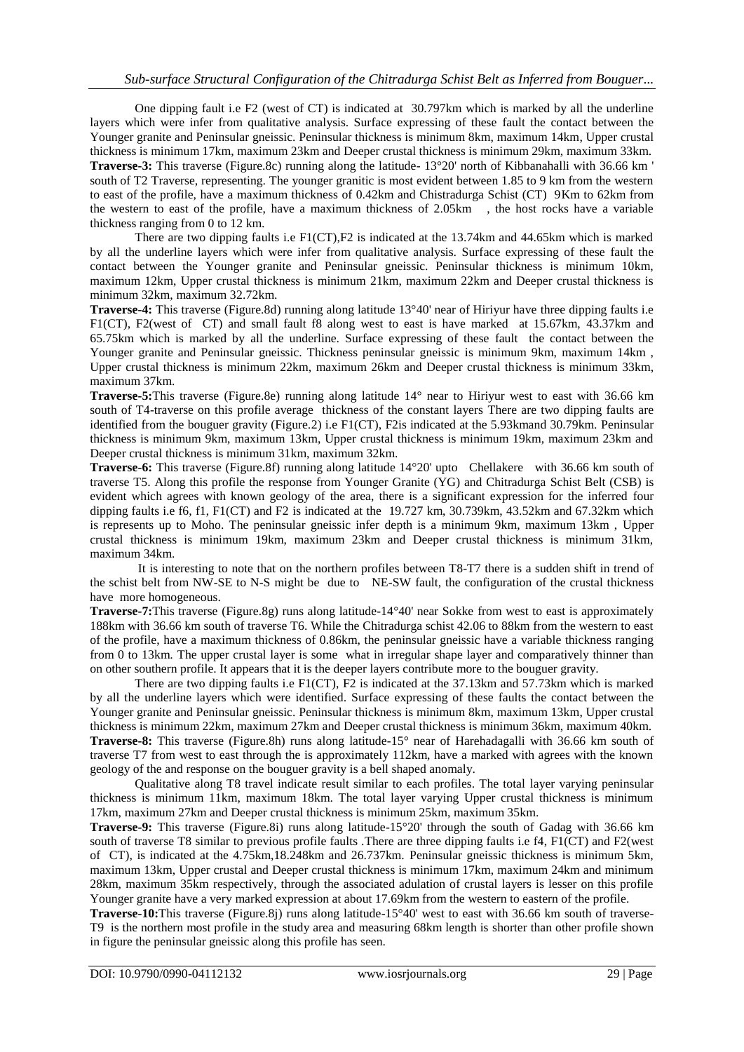One dipping fault i.e F2 (west of CT) is indicated at 30.797km which is marked by all the underline layers which were infer from qualitative analysis. Surface expressing of these fault the contact between the Younger granite and Peninsular gneissic. Peninsular thickness is minimum 8km, maximum 14km, Upper crustal thickness is minimum 17km, maximum 23km and Deeper crustal thickness is minimum 29km, maximum 33km.

**Traverse-3:** This traverse (Figure.8c) running along the latitude- 13°20' north of Kibbanahalli with 36.66 km ' south of T2 Traverse, representing. The younger granitic is most evident between 1.85 to 9 km from the western to east of the profile, have a maximum thickness of 0.42km and Chistradurga Schist (CT) 9Km to 62km from the western to east of the profile, have a maximum thickness of 2.05km , the host rocks have a variable thickness ranging from 0 to 12 km.

There are two dipping faults i.e F1(CT),F2 is indicated at the 13.74km and 44.65km which is marked by all the underline layers which were infer from qualitative analysis. Surface expressing of these fault the contact between the Younger granite and Peninsular gneissic. Peninsular thickness is minimum 10km, maximum 12km, Upper crustal thickness is minimum 21km, maximum 22km and Deeper crustal thickness is minimum 32km, maximum 32.72km.

**Traverse-4:** This traverse (Figure.8d) running along latitude 13°40' near of Hiriyur have three dipping faults i.e F1(CT), F2(west of CT) and small fault f8 along west to east is have marked at 15.67km, 43.37km and 65.75km which is marked by all the underline. Surface expressing of these fault the contact between the Younger granite and Peninsular gneissic. Thickness peninsular gneissic is minimum 9km, maximum 14km , Upper crustal thickness is minimum 22km, maximum 26km and Deeper crustal thickness is minimum 33km, maximum 37km.

**Traverse-5:**This traverse (Figure.8e) running along latitude 14° near to Hiriyur west to east with 36.66 km south of T4-traverse on this profile average thickness of the constant layers There are two dipping faults are identified from the bouguer gravity (Figure.2) i.e F1(CT), F2is indicated at the 5.93kmand 30.79km. Peninsular thickness is minimum 9km, maximum 13km, Upper crustal thickness is minimum 19km, maximum 23km and Deeper crustal thickness is minimum 31km, maximum 32km.

**Traverse-6:** This traverse (Figure.8f) running along latitude 14°20' upto Chellakere with 36.66 km south of traverse T5. Along this profile the response from Younger Granite (YG) and Chitradurga Schist Belt (CSB) is evident which agrees with known geology of the area, there is a significant expression for the inferred four dipping faults i.e f6, f1, F1(CT) and F2 is indicated at the 19.727 km, 30.739km, 43.52km and 67.32km which is represents up to Moho. The peninsular gneissic infer depth is a minimum 9km, maximum 13km , Upper crustal thickness is minimum 19km, maximum 23km and Deeper crustal thickness is minimum 31km, maximum 34km.

It is interesting to note that on the northern profiles between T8-T7 there is a sudden shift in trend of the schist belt from NW-SE to N-S might be due to NE-SW fault, the configuration of the crustal thickness have more homogeneous.

**Traverse-7:**This traverse (Figure.8g) runs along latitude-14°40' near Sokke from west to east is approximately 188km with 36.66 km south of traverse T6. While the Chitradurga schist 42.06 to 88km from the western to east of the profile, have a maximum thickness of 0.86km, the peninsular gneissic have a variable thickness ranging from 0 to 13km. The upper crustal layer is some what in irregular shape layer and comparatively thinner than on other southern profile. It appears that it is the deeper layers contribute more to the bouguer gravity.

There are two dipping faults i.e F1(CT), F2 is indicated at the 37.13km and 57.73km which is marked by all the underline layers which were identified. Surface expressing of these faults the contact between the Younger granite and Peninsular gneissic. Peninsular thickness is minimum 8km, maximum 13km, Upper crustal thickness is minimum 22km, maximum 27km and Deeper crustal thickness is minimum 36km, maximum 40km.

**Traverse-8:** This traverse (Figure.8h) runs along latitude-15° near of Harehadagalli with 36.66 km south of traverse T7 from west to east through the is approximately 112km, have a marked with agrees with the known geology of the and response on the bouguer gravity is a bell shaped anomaly.

Qualitative along T8 travel indicate result similar to each profiles. The total layer varying peninsular thickness is minimum 11km, maximum 18km. The total layer varying Upper crustal thickness is minimum 17km, maximum 27km and Deeper crustal thickness is minimum 25km, maximum 35km.

**Traverse-9:** This traverse (Figure.8i) runs along latitude-15°20' through the south of Gadag with 36.66 km south of traverse T8 similar to previous profile faults .There are three dipping faults i.e f4, F1(CT) and F2(west of CT), is indicated at the 4.75km,18.248km and 26.737km. Peninsular gneissic thickness is minimum 5km, maximum 13km, Upper crustal and Deeper crustal thickness is minimum 17km, maximum 24km and minimum 28km, maximum 35km respectively, through the associated adulation of crustal layers is lesser on this profile Younger granite have a very marked expression at about 17.69km from the western to eastern of the profile.

**Traverse-10:**This traverse (Figure.8j) runs along latitude-15°40' west to east with 36.66 km south of traverse-T9 is the northern most profile in the study area and measuring 68km length is shorter than other profile shown in figure the peninsular gneissic along this profile has seen.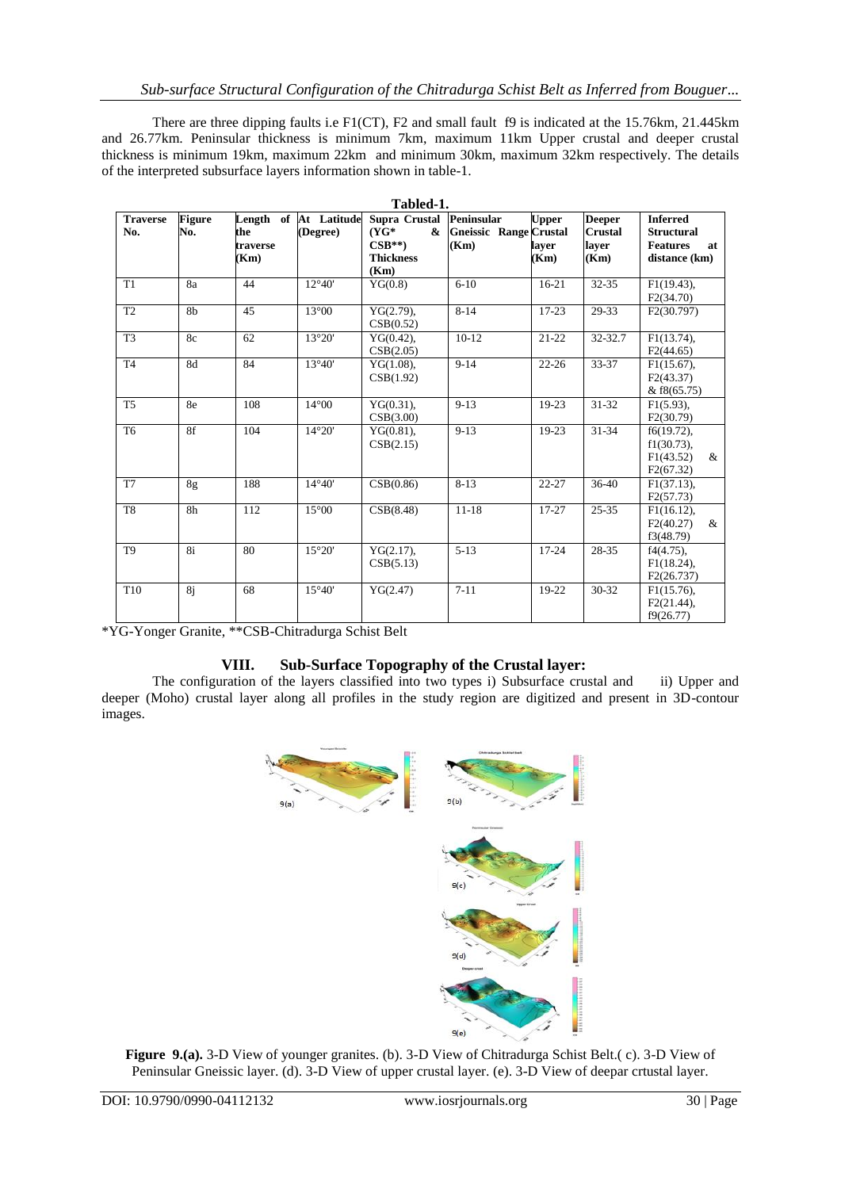There are three dipping faults i.e F1(CT), F2 and small fault f9 is indicated at the 15.76km, 21.445km and 26.77km. Peninsular thickness is minimum 7km, maximum 11km Upper crustal and deeper crustal thickness is minimum 19km, maximum 22km and minimum 30km, maximum 32km respectively. The details of the interpreted subsurface layers information shown in table-1.

**Tabled-1.**

| Traverse No. | Figure No. | Length of the traverse (Km) | At Latitude (Degree) | Supra Crustal (YG* & CSB**) Thickness (Km) | Peninsular Gneissic Range (Km) | Upper Crustal layer (Km) | Deeper Crustal layer (Km) | Inferred Structural Features at distance (km) |
|---|---|---|---|---|---|---|---|---|
| T1 | 8a | 44 | 12°40' | YG(0.8) | 6-10 | 16-21 | 32-35 | F1(19.43), F2(34.70) |
| T2 | 8b | 45 | 13°00 | YG(2.79), CSB(0.52) | 8-14 | 17-23 | 29-33 | F2(30.797) |
| T3 | 8c | 62 | 13°20' | YG(0.42), CSB(2.05) | 10-12 | 21-22 | 32-32.7 | F1(13.74), F2(44.65) |
| T4 | 8d | 84 | 13°40' | YG(1.08), CSB(1.92) | 9-14 | 22-26 | 33-37 | F1(15.67), F2(43.37) & f8(65.75) |
| T5 | 8e | 108 | 14°00 | YG(0.31), CSB(3.00) | 9-13 | 19-23 | 31-32 | F1(5.93), F2(30.79) |
| T6 | 8f | 104 | 14°20' | YG(0.81), CSB(2.15) | 9-13 | 19-23 | 31-34 | f6(19.72), f1(30.73), F1(43.52) & F2(67.32) |
| T7 | 8g | 188 | 14°40' | CSB(0.86) | 8-13 | 22-27 | 36-40 | F1(37.13), F2(57.73) |
| T8 | 8h | 112 | 15°00 | CSB(8.48) | 11-18 | 17-27 | 25-35 | F1(16.12), F2(40.27) & f3(48.79) |
| T9 | 8i | 80 | 15°20' | YG(2.17), CSB(5.13) | 5-13 | 17-24 | 28-35 | f4(4.75), F1(18.24), F2(26.737) |
| T10 | 8j | 68 | 15°40' | YG(2.47) | 7-11 | 19-22 | 30-32 | F1(15.76), F2(21.44), f9(26.77) |

*YG-Yonger Granite, **CSB-Chitradurga Schist Belt

## VIII. Sub-Surface Topography of the Crustal layer:

The configuration of the layers classified into two types i) Subsurface crustal and ii) Upper and deeper (Moho) crustal layer along all profiles in the study region are digitized and present in 3D-contour images.

**Figure 9.(a).** 3-D View of younger granites. (b). 3-D View of Chitradurga Schist Belt.( c). 3-D View of Peninsular Gneissic layer. (d). 3-D View of upper crustal layer. (e). 3-D View of deepar crtustal layer.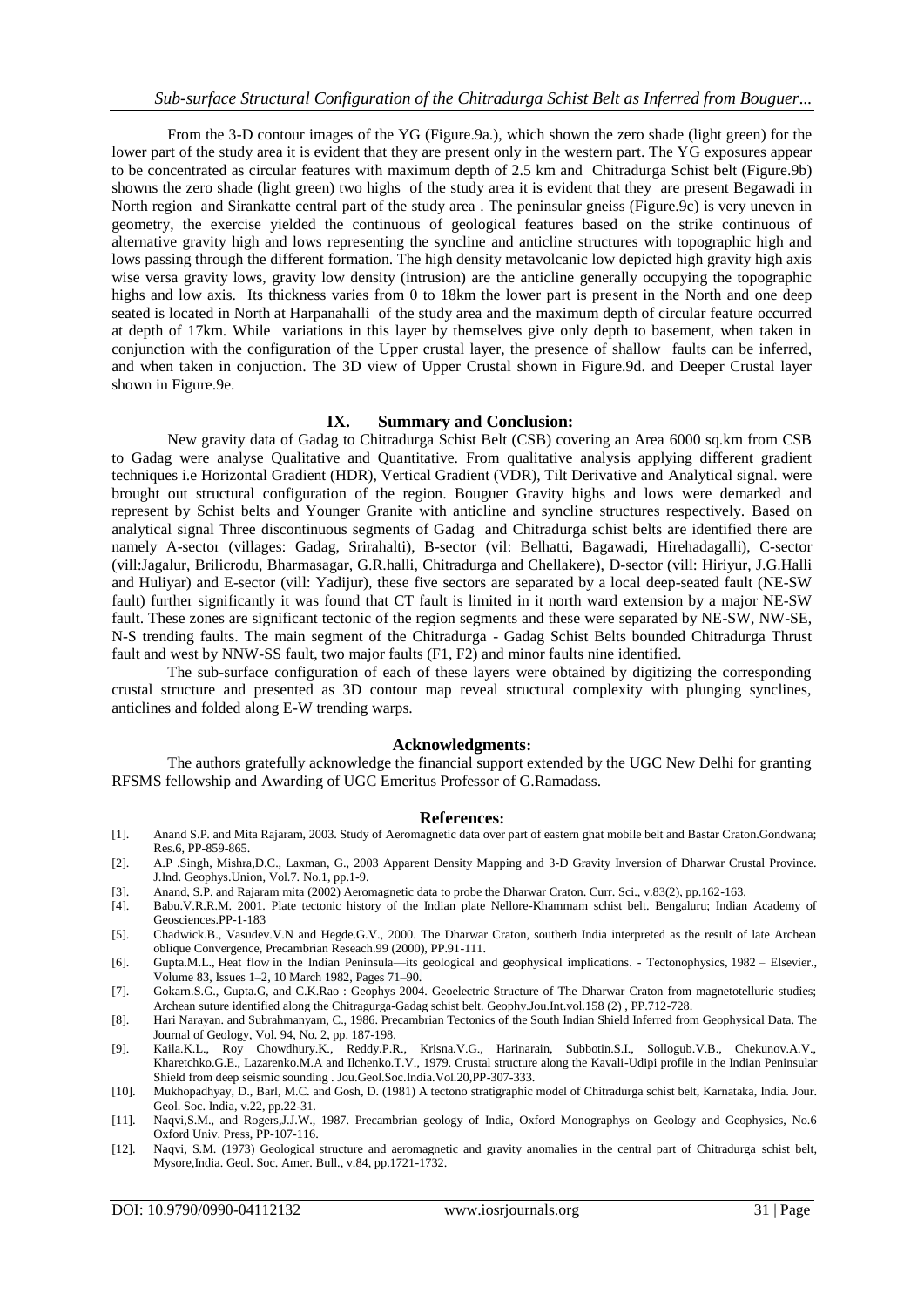From the 3-D contour images of the YG (Figure.9a.), which shown the zero shade (light green) for the lower part of the study area it is evident that they are present only in the western part. The YG exposures appear to be concentrated as circular features with maximum depth of 2.5 km and Chitradurga Schist belt (Figure.9b) showns the zero shade (light green) two highs of the study area it is evident that they are present Begawadi in North region and Sirankatte central part of the study area . The peninsular gneiss (Figure.9c) is very uneven in geometry, the exercise yielded the continuous of geological features based on the strike continuous of alternative gravity high and lows representing the syncline and anticline structures with topographic high and lows passing through the different formation. The high density metavolcanic low depicted high gravity high axis wise versa gravity lows, gravity low density (intrusion) are the anticline generally occupying the topographic highs and low axis. Its thickness varies from 0 to 18km the lower part is present in the North and one deep seated is located in North at Harpanahalli of the study area and the maximum depth of circular feature occurred at depth of 17km. While variations in this layer by themselves give only depth to basement, when taken in conjunction with the configuration of the Upper crustal layer, the presence of shallow faults can be inferred, and when taken in conjuction. The 3D view of Upper Crustal shown in Figure.9d. and Deeper Crustal layer shown in Figure.9e.

## IX. Summary and Conclusion:

New gravity data of Gadag to Chitradurga Schist Belt (CSB) covering an Area 6000 sq.km from CSB to Gadag were analyse Qualitative and Quantitative. From qualitative analysis applying different gradient techniques i.e Horizontal Gradient (HDR), Vertical Gradient (VDR), Tilt Derivative and Analytical signal. were brought out structural configuration of the region. Bouguer Gravity highs and lows were demarked and represent by Schist belts and Younger Granite with anticline and syncline structures respectively. Based on analytical signal Three discontinuous segments of Gadag and Chitradurga schist belts are identified there are namely A-sector (villages: Gadag, Srirahalti), B-sector (vil: Belhatti, Bagawadi, Hirehadagalli), C-sector (vill:Jagalur, Brilicrodu, Bharmasagar, G.R.halli, Chitradurga and Chellakere), D-sector (vill: Hiriyur, J.G.Halli and Huliyar) and E-sector (vill: Yadijur), these five sectors are separated by a local deep-seated fault (NE-SW fault) further significantly it was found that CT fault is limited in it north ward extension by a major NE-SW fault. These zones are significant tectonic of the region segments and these were separated by NE-SW, NW-SE, N-S trending faults. The main segment of the Chitradurga - Gadag Schist Belts bounded Chitradurga Thrust fault and west by NNW-SS fault, two major faults (F1, F2) and minor faults nine identified.

The sub-surface configuration of each of these layers were obtained by digitizing the corresponding crustal structure and presented as 3D contour map reveal structural complexity with plunging synclines, anticlines and folded along E-W trending warps.

## Acknowledgments:

The authors gratefully acknowledge the financial support extended by the UGC New Delhi for granting RFSMS fellowship and Awarding of UGC Emeritus Professor of G.Ramadass.

## References:

[1]. Anand S.P. and Mita Rajaram, 2003. Study of Aeromagnetic data over part of eastern ghat mobile belt and Bastar Craton.Gondwana; Res.6, PP-859-865.

[2]. A.P .Singh, Mishra,D.C., Laxman, G., 2003 Apparent Density Mapping and 3-D Gravity Inversion of Dharwar Crustal Province. J.Ind. Geophys.Union, Vol.7. No.1, pp.1-9.

[3]. Anand, S.P. and Rajaram mita (2002) Aeromagnetic data to probe the Dharwar Craton. Curr. Sci., v.83(2), pp.162-163.

[4]. Babu.V.R.R.M. 2001. Plate tectonic history of the Indian plate Nellore-Khammam schist belt. Bengaluru; Indian Academy of Geosciences.PP-1-183

[5]. Chadwick.B., Vasudev.V.N and Hegde.G.V., 2000. The Dharwar Craton, southerh India interpreted as the result of late Archean oblique Convergence, Precambrian Reseach.99 (2000), PP.91-111.

[6]. Gupta.M.L., Heat flow in the Indian Peninsula—its geological and geophysical implications. - Tectonophysics, 1982 – Elsevier., Volume 83, Issues 1–2, 10 March 1982, Pages 71–90.

[7]. Gokarn.S.G., Gupta.G, and C.K.Rao : Geophys 2004. Geoelectric Structure of The Dharwar Craton from magnetotelluric studies; Archean suture identified along the Chitragurga-Gadag schist belt. Geophy.Jou.Int.vol.158 (2) , PP.712-728.

[8]. Hari Narayan. and Subrahmanyam, C., 1986. Precambrian Tectonics of the South Indian Shield Inferred from Geophysical Data. The Journal of Geology, Vol. 94, No. 2, pp. 187-198.

[9]. Kaila.K.L., Roy Chowdhury.K., Reddy.P.R., Krisna.V.G., Harinarain, Subbotin.S.I., Sollogub.V.B., Chekunov.A.V., Kharetchko.G.E., Lazarenko.M.A and Ilchenko.T.V., 1979. Crustal structure along the Kavali-Udipi profile in the Indian Peninsular Shield from deep seismic sounding . Jou.Geol.Soc.India.Vol.20,PP-307-333.

[10]. Mukhopadhyay, D., Barl, M.C. and Gosh, D. (1981) A tectono stratigraphic model of Chitradurga schist belt, Karnataka, India. Jour. Geol. Soc. India, v.22, pp.22-31.

[11]. Naqvi,S.M., and Rogers,J.J.W., 1987. Precambrian geology of India, Oxford Monographys on Geology and Geophysics, No.6 Oxford Univ. Press, PP-107-116.

[12]. Naqvi, S.M. (1973) Geological structure and aeromagnetic and gravity anomalies in the central part of Chitradurga schist belt, Mysore,India. Geol. Soc. Amer. Bull., v.84, pp.1721-1732.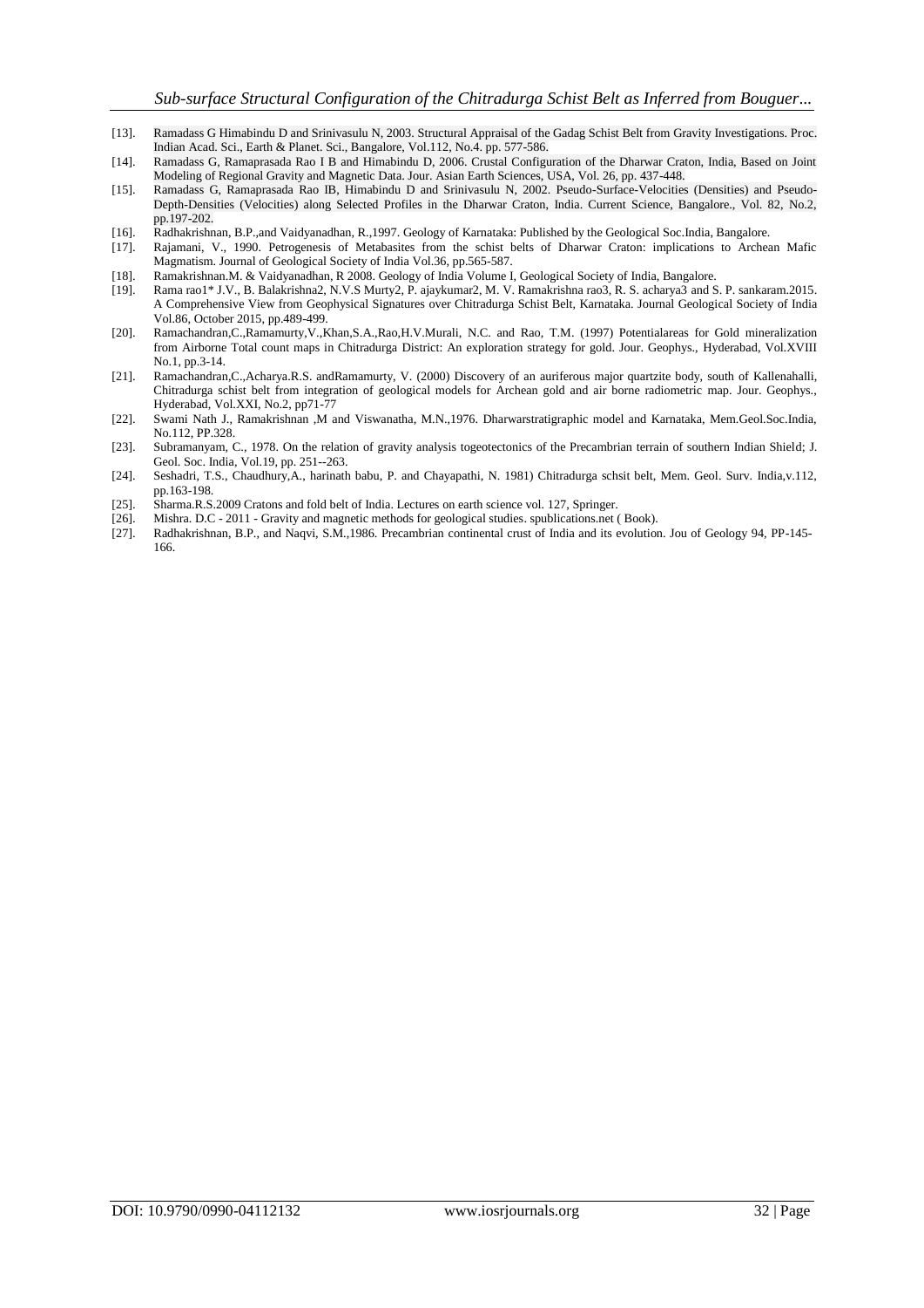[13]. Ramadass G Himabindu D and Srinivasulu N, 2003. Structural Appraisal of the Gadag Schist Belt from Gravity Investigations. Proc. Indian Acad. Sci., Earth & Planet. Sci., Bangalore, Vol.112, No.4. pp. 577-586.

[14]. Ramadass G, Ramaprasada Rao I B and Himabindu D, 2006. Crustal Configuration of the Dharwar Craton, India, Based on Joint Modeling of Regional Gravity and Magnetic Data. Jour. Asian Earth Sciences, USA, Vol. 26, pp. 437-448.

[15]. Ramadass G, Ramaprasada Rao IB, Himabindu D and Srinivasulu N, 2002. Pseudo-Surface-Velocities (Densities) and Pseudo-Depth-Densities (Velocities) along Selected Profiles in the Dharwar Craton, India. Current Science, Bangalore., Vol. 82, No.2, pp.197-202.

[16]. Radhakrishnan, B.P.,and Vaidyanadhan, R.,1997. Geology of Karnataka: Published by the Geological Soc.India, Bangalore.

[17]. Rajamani, V., 1990. Petrogenesis of Metabasites from the schist belts of Dharwar Craton: implications to Archean Mafic Magmatism. Journal of Geological Society of India Vol.36, pp.565-587.

[18]. Ramakrishnan.M. & Vaidyanadhan, R 2008. Geology of India Volume I, Geological Society of India, Bangalore.

[19]. Rama rao1* J.V., B. Balakrishna2, N.V.S Murty2, P. ajaykumar2, M. V. Ramakrishna rao3, R. S. acharya3 and S. P. sankaram.2015. A Comprehensive View from Geophysical Signatures over Chitradurga Schist Belt, Karnataka. Journal Geological Society of India Vol.86, October 2015, pp.489-499.

[20]. Ramachandran,C.,Ramamurty,V.,Khan,S.A.,Rao,H.V.Murali, N.C. and Rao, T.M. (1997) Potentialareas for Gold mineralization from Airborne Total count maps in Chitradurga District: An exploration strategy for gold. Jour. Geophys., Hyderabad, Vol.XVIII No.1, pp.3-14.

[21]. Ramachandran,C.,Acharya.R.S. andRamamurty, V. (2000) Discovery of an auriferous major quartzite body, south of Kallenahalli, Chitradurga schist belt from integration of geological models for Archean gold and air borne radiometric map. Jour. Geophys., Hyderabad, Vol.XXI, No.2, pp71-77

[22]. Swami Nath J., Ramakrishnan ,M and Viswanatha, M.N.,1976. Dharwarstratigraphic model and Karnataka, Mem.Geol.Soc.India, No.112, PP.328.

[23]. Subramanyam, C., 1978. On the relation of gravity analysis togeotectonics of the Precambrian terrain of southern Indian Shield; J. Geol. Soc. India, Vol.19, pp. 251--263.

[24]. Seshadri, T.S., Chaudhury,A., harinath babu, P. and Chayapathi, N. 1981) Chitradurga schsit belt, Mem. Geol. Surv. India,v.112, pp.163-198.

[25]. Sharma.R.S.2009 Cratons and fold belt of India. Lectures on earth science vol. 127, Springer.

[26]. Mishra. D.C - 2011 - Gravity and magnetic methods for geological studies. spublications.net ( Book).

[27]. Radhakrishnan, B.P., and Naqvi, S.M.,1986. Precambrian continental crust of India and its evolution. Jou of Geology 94, PP-145-166.